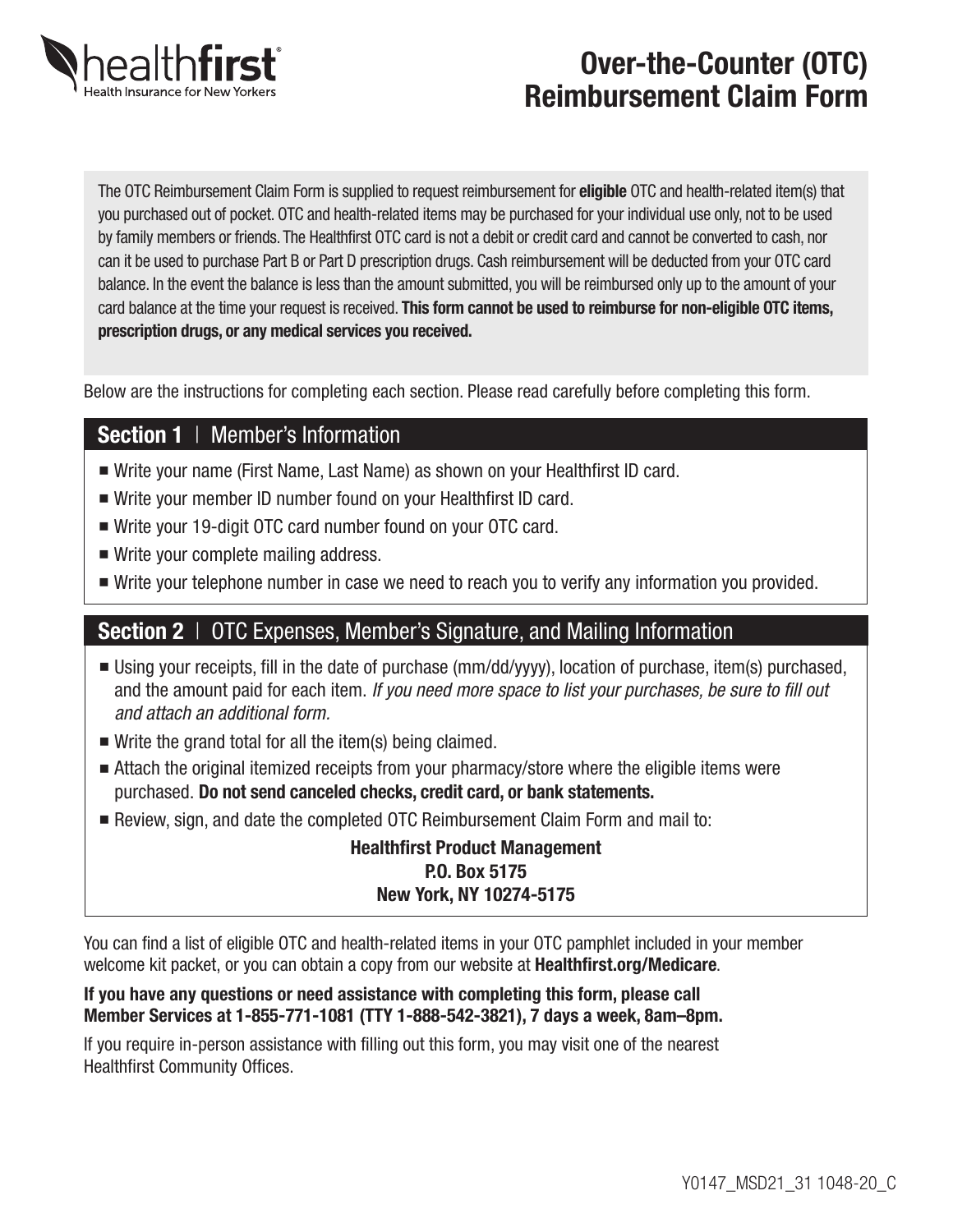healthfirst
Health Insurance for New Yorkers

# Over-the-Counter (OTC) Reimbursement Claim Form

The OTC Reimbursement Claim Form is supplied to request reimbursement for **eligible** OTC and health-related item(s) that you purchased out of pocket. OTC and health-related items may be purchased for your individual use only, not to be used by family members or friends. The Healthfirst OTC card is not a debit or credit card and cannot be converted to cash, nor can it be used to purchase Part B or Part D prescription drugs. Cash reimbursement will be deducted from your OTC card balance. In the event the balance is less than the amount submitted, you will be reimbursed only up to the amount of your card balance at the time your request is received. **This form cannot be used to reimburse for non-eligible OTC items, prescription drugs, or any medical services you received.**

Below are the instructions for completing each section. Please read carefully before completing this form.

## Section 1 | Member's Information

- Write your name (First Name, Last Name) as shown on your Healthfirst ID card.
- Write your member ID number found on your Healthfirst ID card.
- Write your 19-digit OTC card number found on your OTC card.
- Write your complete mailing address.
- Write your telephone number in case we need to reach you to verify any information you provided.

## Section 2 | OTC Expenses, Member's Signature, and Mailing Information

- Using your receipts, fill in the date of purchase (mm/dd/yyyy), location of purchase, item(s) purchased, and the amount paid for each item. *If you need more space to list your purchases, be sure to fill out and attach an additional form.*
- Write the grand total for all the item(s) being claimed.
- Attach the original itemized receipts from your pharmacy/store where the eligible items were purchased. **Do not send canceled checks, credit card, or bank statements.**
- Review, sign, and date the completed OTC Reimbursement Claim Form and mail to:

**Healthfirst Product Management**
**P.O. Box 5175**
**New York, NY 10274-5175**

You can find a list of eligible OTC and health-related items in your OTC pamphlet included in your member welcome kit packet, or you can obtain a copy from our website at **Healthfirst.org/Medicare**.

**If you have any questions or need assistance with completing this form, please call Member Services at 1-855-771-1081 (TTY 1-888-542-3821), 7 days a week, 8am–8pm.**

If you require in-person assistance with filling out this form, you may visit one of the nearest Healthfirst Community Offices.

Y0147_MSD21_31 1048-20_C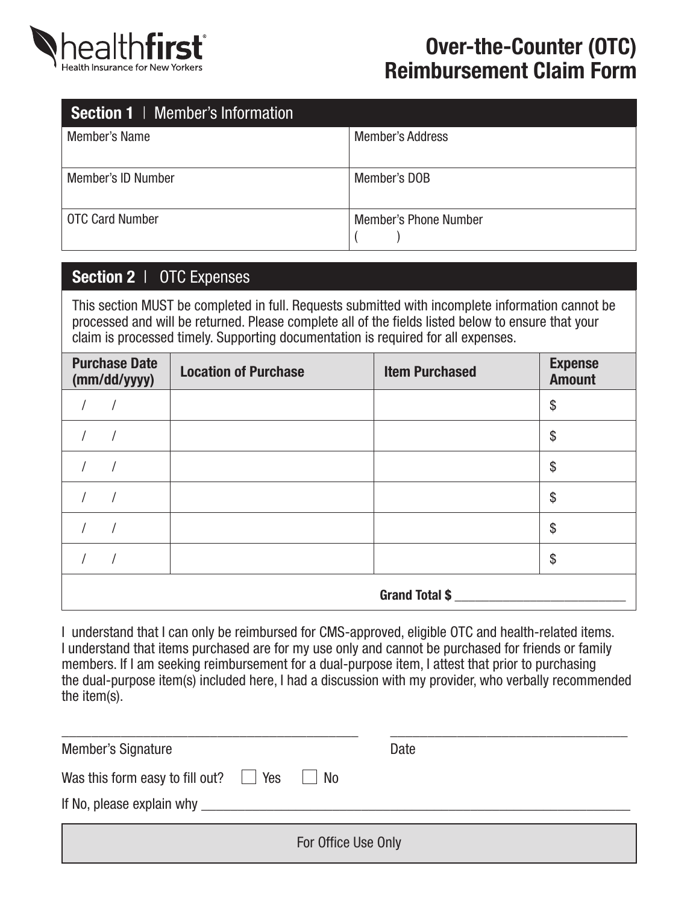healthfirst
Health Insurance for New Yorkers

# Over-the-Counter (OTC) Reimbursement Claim Form

## Section 1 | Member's Information

| Member's Name | Member's Address |
|---|---|
| Member's ID Number | Member's DOB |
| OTC Card Number | Member's Phone Number ( ) |

## Section 2 | OTC Expenses

This section MUST be completed in full. Requests submitted with incomplete information cannot be processed and will be returned. Please complete all of the fields listed below to ensure that your claim is processed timely. Supporting documentation is required for all expenses.

| Purchase Date (mm/dd/yyyy) | Location of Purchase | Item Purchased | Expense Amount |
|---|---|---|---|
| / / | | | $ |
| / / | | | $ |
| / / | | | $ |
| / / | | | $ |
| / / | | | $ |
| / / | | | $ |
| | | **Grand Total $** ______________ | |

I understand that I can only be reimbursed for CMS-approved, eligible OTC and health-related items. I understand that items purchased are for my use only and cannot be purchased for friends or family members. If I am seeking reimbursement for a dual-purpose item, I attest that prior to purchasing the dual-purpose item(s) included here, I had a discussion with my provider, who verbally recommended the item(s).

______________________________ ______________________
Member's Signature Date

Was this form easy to fill out? ☐ Yes ☐ No

If No, please explain why ______________________________

For Office Use Only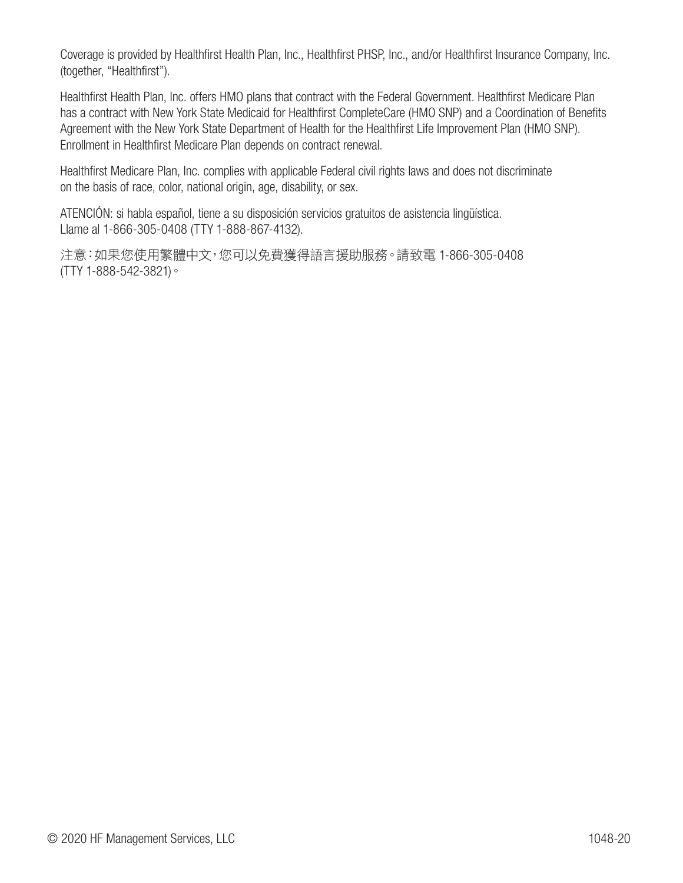Coverage is provided by Healthfirst Health Plan, Inc., Healthfirst PHSP, Inc., and/or Healthfirst Insurance Company, Inc. (together, "Healthfirst").

Healthfirst Health Plan, Inc. offers HMO plans that contract with the Federal Government. Healthfirst Medicare Plan has a contract with New York State Medicaid for Healthfirst CompleteCare (HMO SNP) and a Coordination of Benefits Agreement with the New York State Department of Health for the Healthfirst Life Improvement Plan (HMO SNP). Enrollment in Healthfirst Medicare Plan depends on contract renewal.

Healthfirst Medicare Plan, Inc. complies with applicable Federal civil rights laws and does not discriminate on the basis of race, color, national origin, age, disability, or sex.

ATENCIÓN: si habla español, tiene a su disposición servicios gratuitos de asistencia lingüística. Llame al 1-866-305-0408 (TTY 1-888-867-4132).

注意：如果您使用繁體中文，您可以免費獲得語言援助服務。請致電 1-866-305-0408 (TTY 1-888-542-3821)。

© 2020 HF Management Services, LLC 1048-20